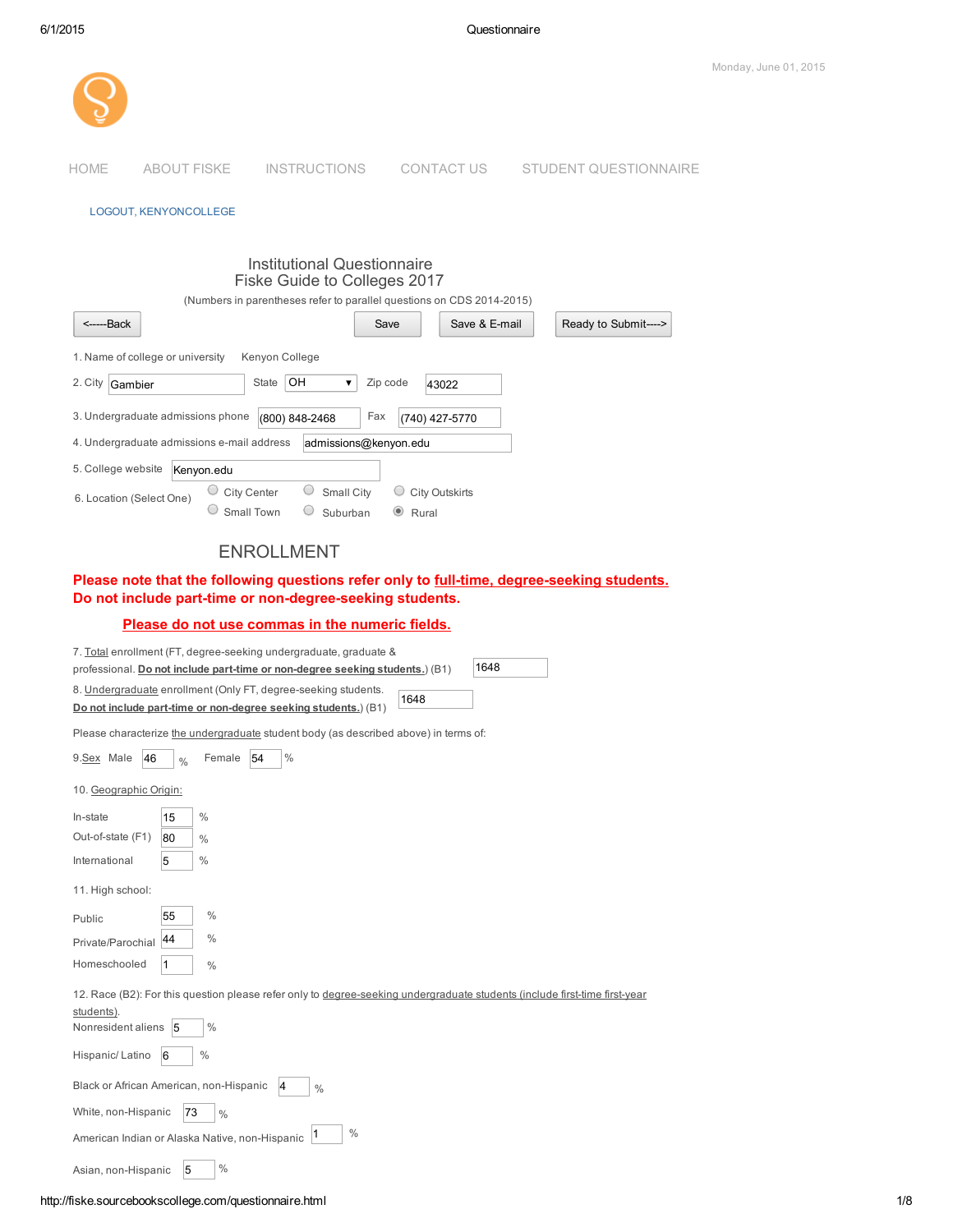Monday, June 01, 2015

HOME ABOUT FISKE INSTRUCTIONS CONTACT US STUDENT QUESTIONNAIRE

LOGOUT, KENYONCOLLEGE

# Institutional Questionnaire
## Fiske Guide to Colleges 2017

(Numbers in parentheses refer to parallel questions on CDS 2014-2015)

<-----Back | Save | Save & E-mail | Ready to Submit---->

1. Name of college or university: Kenyon College

2. City: Gambier State: OH Zip code: 43022

3. Undergraduate admissions phone: (800) 848-2468 Fax: (740) 427-5770

4. Undergraduate admissions e-mail address: admissions@kenyon.edu

5. College website: Kenyon.edu

6. Location (Select One)
   - ○ City Center
   - ○ Small City
   - ○ City Outskirts
   - ○ Small Town
   - ○ Suburban
   - ◉ Rural

## ENROLLMENT

**Please note that the following questions refer only to full-time, degree-seeking students. Do not include part-time or non-degree-seeking students.**

**Please do not use commas in the numeric fields.**

7. Total enrollment (FT, degree-seeking undergraduate, graduate & professional. **Do not include part-time or non-degree seeking students.**) (B1): 1648

8. Undergraduate enrollment (Only FT, degree-seeking students. **Do not include part-time or non-degree seeking students.**) (B1): 1648

Please characterize the undergraduate student body (as described above) in terms of:

9. Sex: Male 46 % Female 54 %

10. Geographic Origin:

- In-state: 15 %
- Out-of-state (F1): 80 %
- International: 5 %

11. High school:

- Public: 55 %
- Private/Parochial: 44 %
- Homeschooled: 1 %

12. Race (B2): For this question please refer only to degree-seeking undergraduate students (include first-time first-year students).

- Nonresident aliens: 5 %
- Hispanic/ Latino: 6 %
- Black or African American, non-Hispanic: 4 %
- White, non-Hispanic: 73 %
- American Indian or Alaska Native, non-Hispanic: 1 %
- Asian, non-Hispanic: 5 %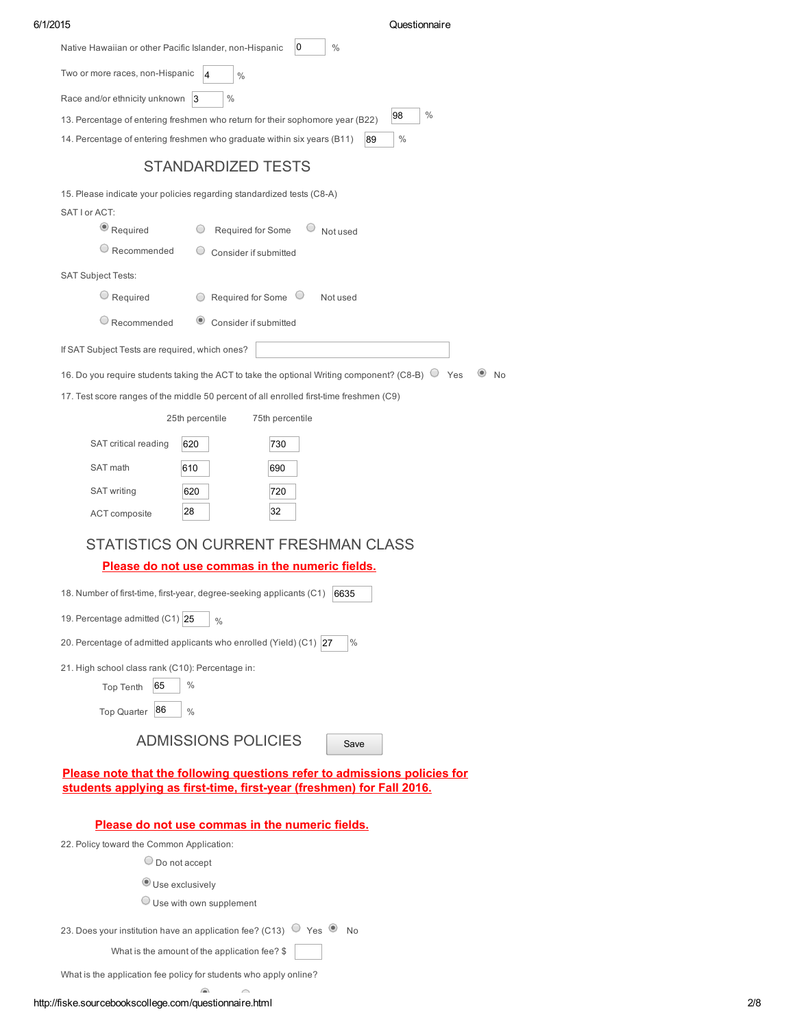Native Hawaiian or other Pacific Islander, non-Hispanic: 0 %

Two or more races, non-Hispanic: 4 %

Race and/or ethnicity unknown: 3 %

13. Percentage of entering freshmen who return for their sophomore year (B22): 98 %

14. Percentage of entering freshmen who graduate within six years (B11): 89 %

## STANDARDIZED TESTS

15. Please indicate your policies regarding standardized tests (C8-A)

SAT I or ACT:

- (●) Required
- ( ) Required for Some
- ( ) Not used
- ( ) Recommended
- ( ) Consider if submitted

SAT Subject Tests:

- ( ) Required
- ( ) Required for Some
- ( ) Not used
- ( ) Recommended
- (●) Consider if submitted

If SAT Subject Tests are required, which ones?

16. Do you require students taking the ACT to take the optional Writing component? (C8-B) ( ) Yes (●) No

17. Test score ranges of the middle 50 percent of all enrolled first-time freshmen (C9)

| | 25th percentile | 75th percentile |
|---|---|---|
| SAT critical reading | 620 | 730 |
| SAT math | 610 | 690 |
| SAT writing | 620 | 720 |
| ACT composite | 28 | 32 |

## STATISTICS ON CURRENT FRESHMAN CLASS

**Please do not use commas in the numeric fields.**

18. Number of first-time, first-year, degree-seeking applicants (C1): 6635

19. Percentage admitted (C1): 25 %

20. Percentage of admitted applicants who enrolled (Yield) (C1): 27 %

21. High school class rank (C10): Percentage in:

Top Tenth: 65 %

Top Quarter: 86 %

## ADMISSIONS POLICIES

Save

**Please note that the following questions refer to admissions policies for students applying as first-time, first-year (freshmen) for Fall 2016.**

**Please do not use commas in the numeric fields.**

22. Policy toward the Common Application:

- ( ) Do not accept
- (●) Use exclusively
- ( ) Use with own supplement

23. Does your institution have an application fee? (C13) ( ) Yes (●) No

What is the amount of the application fee? $

What is the application fee policy for students who apply online?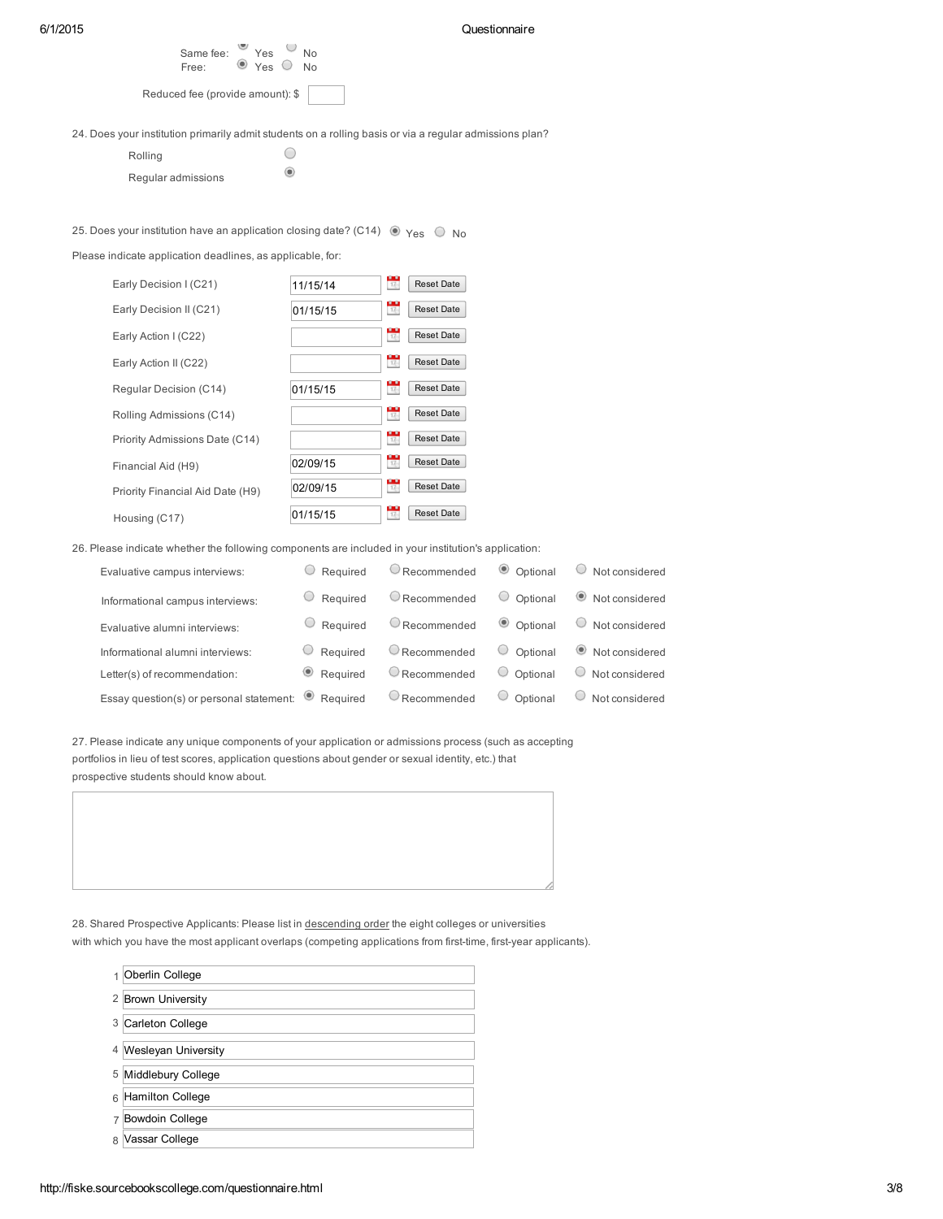Same fee: (●) Yes ( ) No
Free: (●) Yes ( ) No

Reduced fee (provide amount): $ 

24. Does your institution primarily admit students on a rolling basis or via a regular admissions plan?

- ( ) Rolling
- (●) Regular admissions

25. Does your institution have an application closing date? (C14) (●) Yes ( ) No

Please indicate application deadlines, as applicable, for:

| Deadline | Date |
| --- | --- |
| Early Decision I (C21) | 11/15/14 |
| Early Decision II (C21) | 01/15/15 |
| Early Action I (C22) | |
| Early Action II (C22) | |
| Regular Decision (C14) | 01/15/15 |
| Rolling Admissions (C14) | |
| Priority Admissions Date (C14) | |
| Financial Aid (H9) | 02/09/15 |
| Priority Financial Aid Date (H9) | 02/09/15 |
| Housing (C17) | 01/15/15 |

26. Please indicate whether the following components are included in your institution's application:

| Component | Required | Recommended | Optional | Not considered |
| --- | --- | --- | --- | --- |
| Evaluative campus interviews: | | | ● | |
| Informational campus interviews: | | | | ● |
| Evaluative alumni interviews: | | | ● | |
| Informational alumni interviews: | | | | ● |
| Letter(s) of recommendation: | ● | | | |
| Essay question(s) or personal statement: | ● | | | |

27. Please indicate any unique components of your application or admissions process (such as accepting portfolios in lieu of test scores, application questions about gender or sexual identity, etc.) that prospective students should know about.

28. Shared Prospective Applicants: Please list in descending order the eight colleges or universities with which you have the most applicant overlaps (competing applications from first-time, first-year applicants).

1. Oberlin College
2. Brown University
3. Carleton College
4. Wesleyan University
5. Middlebury College
6. Hamilton College
7. Bowdoin College
8. Vassar College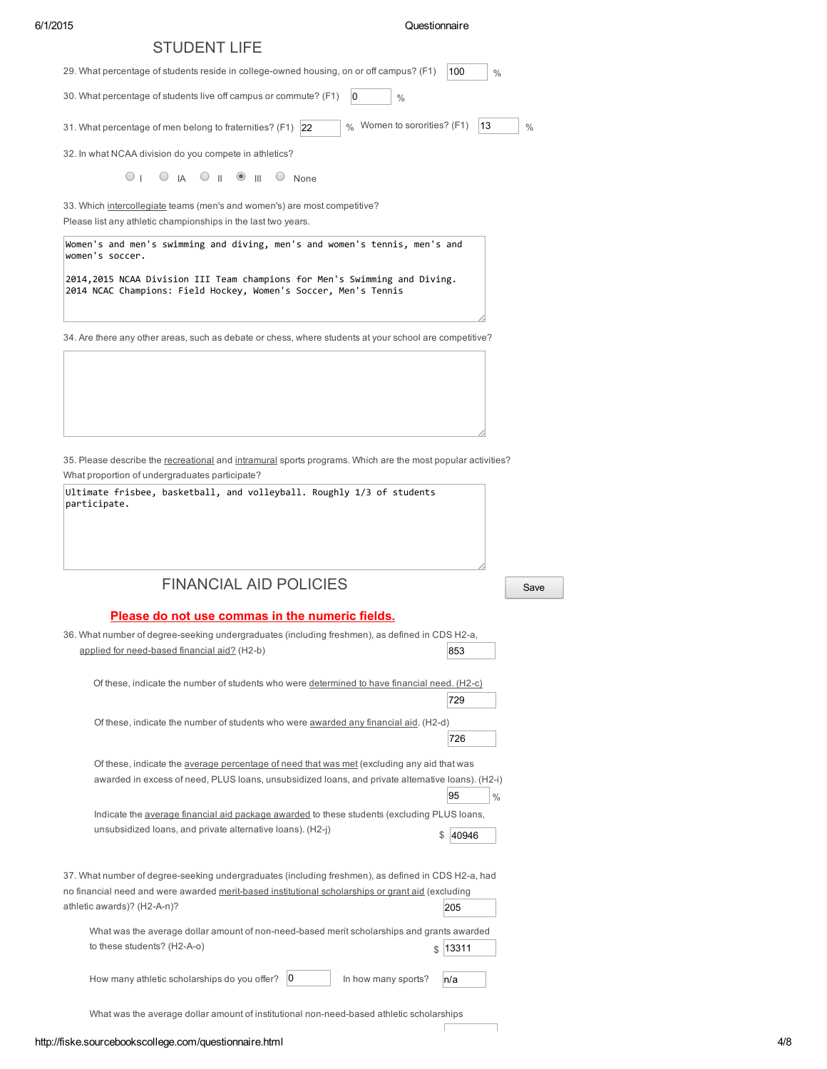## STUDENT LIFE

29. What percentage of students reside in college-owned housing, on or off campus? (F1) 100 %

30. What percentage of students live off campus or commute? (F1) 0 %

31. What percentage of men belong to fraternities? (F1) 22 % Women to sororities? (F1) 13 %

32. In what NCAA division do you compete in athletics?

○ I ○ IA ○ II ◉ III ○ None

33. Which intercollegiate teams (men's and women's) are most competitive?
Please list any athletic championships in the last two years.

```
Women's and men's swimming and diving, men's and women's tennis, men's and
women's soccer.

2014,2015 NCAA Division III Team champions for Men's Swimming and Diving.
2014 NCAC Champions: Field Hockey, Women's Soccer, Men's Tennis
```

34. Are there any other areas, such as debate or chess, where students at your school are competitive?

35. Please describe the recreational and intramural sports programs. Which are the most popular activities? What proportion of undergraduates participate?

```
Ultimate frisbee, basketball, and volleyball. Roughly 1/3 of students
participate.
```

## FINANCIAL AID POLICIES

Save

**Please do not use commas in the numeric fields.**

36. What number of degree-seeking undergraduates (including freshmen), as defined in CDS H2-a, applied for need-based financial aid? (H2-b) 853

Of these, indicate the number of students who were determined to have financial need. (H2-c) 729

Of these, indicate the number of students who were awarded any financial aid. (H2-d) 726

Of these, indicate the average percentage of need that was met (excluding any aid that was awarded in excess of need, PLUS loans, unsubsidized loans, and private alternative loans). (H2-i) 95 %

Indicate the average financial aid package awarded to these students (excluding PLUS loans, unsubsidized loans, and private alternative loans). (H2-j) $ 40946

37. What number of degree-seeking undergraduates (including freshmen), as defined in CDS H2-a, had no financial need and were awarded merit-based institutional scholarships or grant aid (excluding athletic awards)? (H2-A-n)? 205

What was the average dollar amount of non-need-based merit scholarships and grants awarded to these students? (H2-A-o) $ 13311

How many athletic scholarships do you offer? 0 In how many sports? n/a

What was the average dollar amount of institutional non-need-based athletic scholarships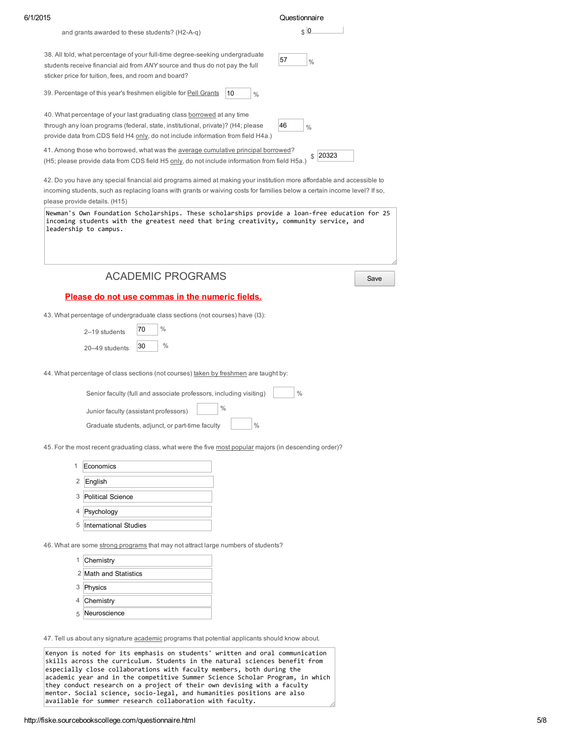and grants awarded to these students? (H2-A-q) $ 0

38. All told, what percentage of your full-time degree-seeking undergraduate students receive financial aid from *ANY* source and thus do not pay the full sticker price for tuition, fees, and room and board? 57 %

39. Percentage of this year's freshmen eligible for Pell Grants 10 %

40. What percentage of your last graduating class borrowed at any time through any loan programs (federal, state, institutional, private)? (H4; please provide data from CDS field H4 only, do not include information from field H4a.) 46 %

41. Among those who borrowed, what was the average cumulative principal borrowed? (H5; please provide data from CDS field H5 only, do not include information from field H5a.) $ 20323

42. Do you have any special financial aid programs aimed at making your institution more affordable and accessible to incoming students, such as replacing loans with grants or waiving costs for families below a certain income level? If so, please provide details. (H15)

> Newman's Own Foundation Scholarships. These scholarships provide a loan-free education for 25 incoming students with the greatest need that bring creativity, community service, and leadership to campus.

## ACADEMIC PROGRAMS

Save

**Please do not use commas in the numeric fields.**

43. What percentage of undergraduate class sections (not courses) have (I3):

- 2–19 students 70 %
- 20–49 students 30 %

44. What percentage of class sections (not courses) taken by freshmen are taught by:

- Senior faculty (full and associate professors, including visiting) %
- Junior faculty (assistant professors) %
- Graduate students, adjunct, or part-time faculty %

45. For the most recent graduating class, what were the five most popular majors (in descending order)?

1. Economics
2. English
3. Political Science
4. Psychology
5. International Studies

46. What are some strong programs that may not attract large numbers of students?

1. Chemistry
2. Math and Statistics
3. Physics
4. Chemistry
5. Neuroscience

47. Tell us about any signature academic programs that potential applicants should know about.

> Kenyon is noted for its emphasis on students' written and oral communication skills across the curriculum. Students in the natural sciences benefit from especially close collaborations with faculty members, both during the academic year and in the competitive Summer Science Scholar Program, in which they conduct research on a project of their own devising with a faculty mentor. Social science, socio-legal, and humanities positions are also available for summer research collaboration with faculty.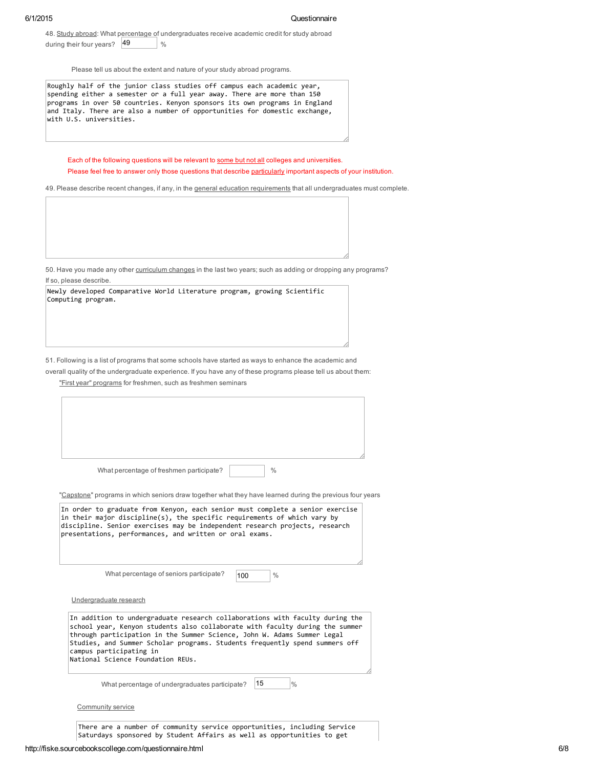48. Study abroad: What percentage of undergraduates receive academic credit for study abroad during their four years? 49 %

Please tell us about the extent and nature of your study abroad programs.

```
Roughly half of the junior class studies off campus each academic year,
spending either a semester or a full year away. There are more than 150
programs in over 50 countries. Kenyon sponsors its own programs in England
and Italy. There are also a number of opportunities for domestic exchange,
with U.S. universities.
```

Each of the following questions will be relevant to some but not all colleges and universities.
Please feel free to answer only those questions that describe particularly important aspects of your institution.

49. Please describe recent changes, if any, in the general education requirements that all undergraduates must complete.

50. Have you made any other curriculum changes in the last two years; such as adding or dropping any programs? If so, please describe.

```
Newly developed Comparative World Literature program, growing Scientific
Computing program.
```

51. Following is a list of programs that some schools have started as ways to enhance the academic and overall quality of the undergraduate experience. If you have any of these programs please tell us about them:

"First year" programs for freshmen, such as freshmen seminars

What percentage of freshmen participate? %

"Capstone" programs in which seniors draw together what they have learned during the previous four years

```
In order to graduate from Kenyon, each senior must complete a senior exercise
in their major discipline(s), the specific requirements of which vary by
discipline. Senior exercises may be independent research projects, research
presentations, performances, and written or oral exams.
```

What percentage of seniors participate? 100 %

Undergraduate research

```
In addition to undergraduate research collaborations with faculty during the
school year, Kenyon students also collaborate with faculty during the summer
through participation in the Summer Science, John W. Adams Summer Legal
Studies, and Summer Scholar programs. Students frequently spend summers off
campus participating in
National Science Foundation REUs.
```

What percentage of undergraduates participate? 15 %

Community service

```
There are a number of community service opportunities, including Service
Saturdays sponsored by Student Affairs as well as opportunities to get
```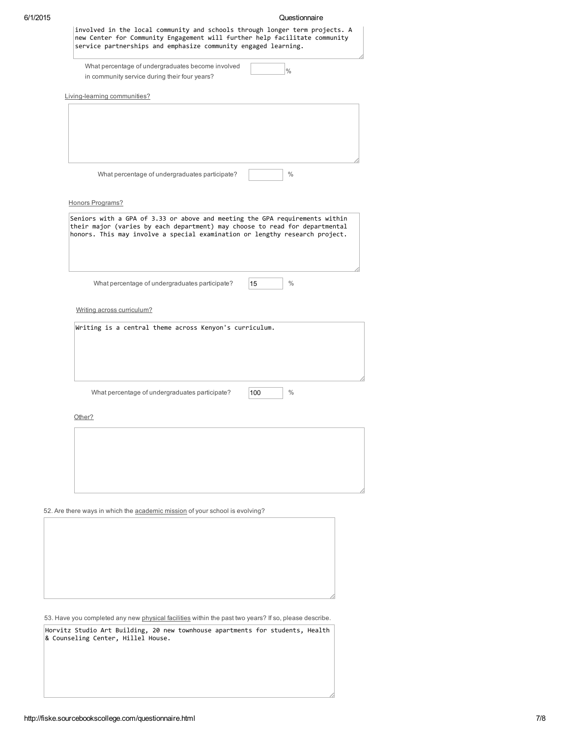involved in the local community and schools through longer term projects. A new Center for Community Engagement will further help facilitate community service partnerships and emphasize community engaged learning.

What percentage of undergraduates become involved in community service during their four years? ____ %

Living-learning communities?

What percentage of undergraduates participate? ____ %

Honors Programs?

Seniors with a GPA of 3.33 or above and meeting the GPA requirements within their major (varies by each department) may choose to read for departmental honors. This may involve a special examination or lengthy research project.

What percentage of undergraduates participate? 15 %

Writing across curriculum?

Writing is a central theme across Kenyon's curriculum.

What percentage of undergraduates participate? 100 %

Other?

52. Are there ways in which the academic mission of your school is evolving?

53. Have you completed any new physical facilities within the past two years? If so, please describe.

Horvitz Studio Art Building, 20 new townhouse apartments for students, Health & Counseling Center, Hillel House.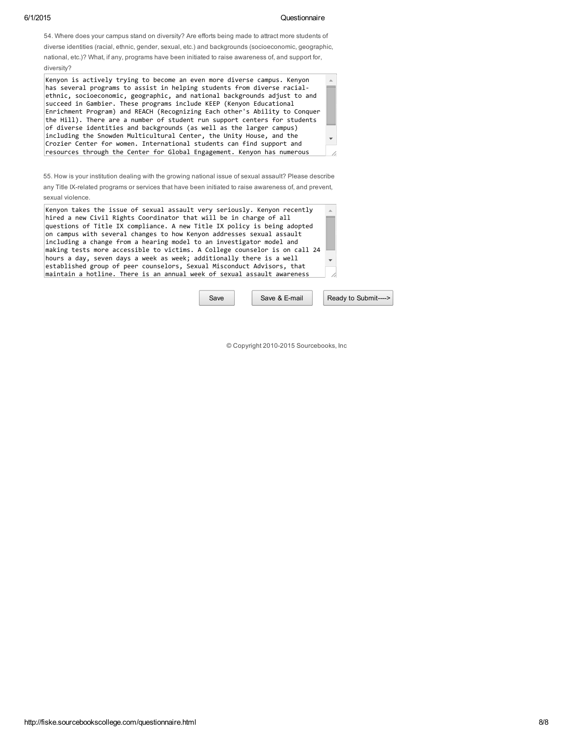54. Where does your campus stand on diversity? Are efforts being made to attract more students of diverse identities (racial, ethnic, gender, sexual, etc.) and backgrounds (socioeconomic, geographic, national, etc.)? What, if any, programs have been initiated to raise awareness of, and support for, diversity?

```
Kenyon is actively trying to become an even more diverse campus. Kenyon
has several programs to assist in helping students from diverse racial-
ethnic, socioeconomic, geographic, and national backgrounds adjust to and
succeed in Gambier. These programs include KEEP (Kenyon Educational
Enrichment Program) and REACH (Recognizing Each other's Ability to Conquer
the Hill). There are a number of student run support centers for students
of diverse identities and backgrounds (as well as the larger campus)
including the Snowden Multicultural Center, the Unity House, and the
Crozier Center for women. International students can find support and
resources through the Center for Global Engagement. Kenyon has numerous
```

55. How is your institution dealing with the growing national issue of sexual assault? Please describe any Title IX-related programs or services that have been initiated to raise awareness of, and prevent, sexual violence.

```
Kenyon takes the issue of sexual assault very seriously. Kenyon recently
hired a new Civil Rights Coordinator that will be in charge of all
questions of Title IX compliance. A new Title IX policy is being adopted
on campus with several changes to how Kenyon addresses sexual assault
including a change from a hearing model to an investigator model and
making tests more accessible to victims. A College counselor is on call 24
hours a day, seven days a week as week; additionally there is a well
established group of peer counselors, Sexual Misconduct Advisors, that
maintain a hotline. There is an annual week of sexual assault awareness
```

Save | Save & E-mail | Ready to Submit---->

© Copyright 2010-2015 Sourcebooks, Inc